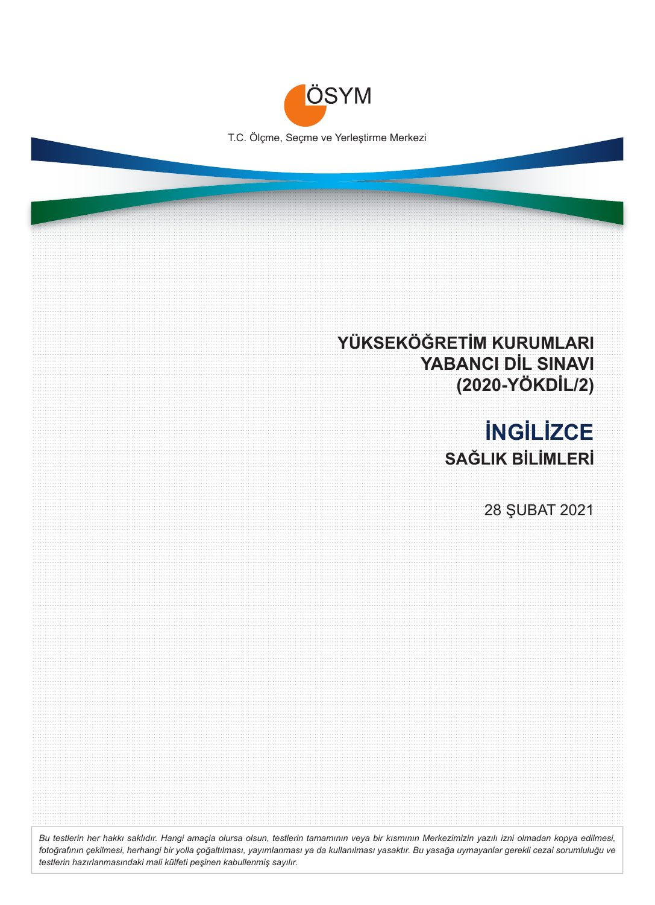ÖSYM

T.C. Ölçme, Seçme ve Yerleştirme Merkezi

# YÜKSEKÖĞRETİM KURUMLARI YABANCI DİL SINAVI (2020-YÖKDİL/2)

# İNGİLİZCE

## SAĞLIK BİLİMLERİ

28 ŞUBAT 2021

*Bu testlerin her hakkı saklıdır. Hangi amaçla olursa olsun, testlerin tamamının veya bir kısmının Merkezimizin yazılı izni olmadan kopya edilmesi, fotoğrafının çekilmesi, herhangi bir yolla çoğaltılması, yayımlanması ya da kullanılması yasaktır. Bu yasağa uymayanlar gerekli cezai sorumluluğu ve testlerin hazırlanmasındaki mali külfeti peşinen kabullenmiş sayılır.*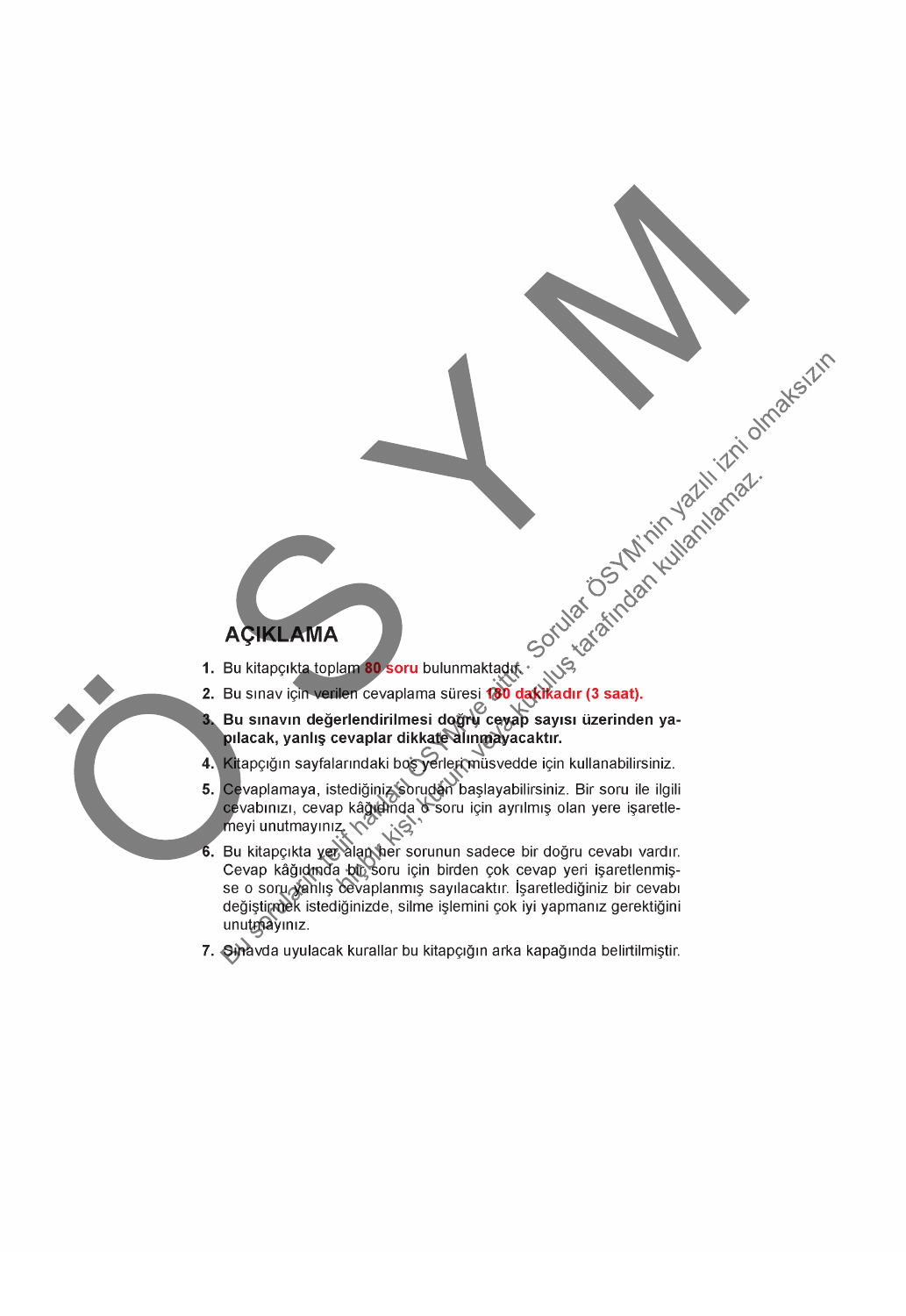## AÇIKLAMA

1. Bu kitapçıkta toplam **80 soru** bulunmaktadır.
2. Bu sınav için verilen cevaplama süresi **180 dakikadır (3 saat).**
3. **Bu sınavın değerlendirilmesi doğru cevap sayısı üzerinden yapılacak, yanlış cevaplar dikkate alınmayacaktır.**
4. Kitapçığın sayfalarındaki boş yerleri müsvedde için kullanabilirsiniz.
5. Cevaplamaya, istediğiniz sorudan başlayabilirsiniz. Bir soru ile ilgili cevabınızı, cevap kâğıdında o soru için ayrılmış olan yere işaretlemeyi unutmayınız.
6. Bu kitapçıkta yer alan her sorunun sadece bir doğru cevabı vardır. Cevap kâğıdında bir soru için birden çok cevap yeri işaretlenmişse o soru yanlış cevaplanmış sayılacaktır. İşaretlediğiniz bir cevabı değiştirmek istediğinizde, silme işlemini çok iyi yapmanız gerektiğini unutmayınız.
7. Sınavda uyulacak kurallar bu kitapçığın arka kapağında belirtilmiştir.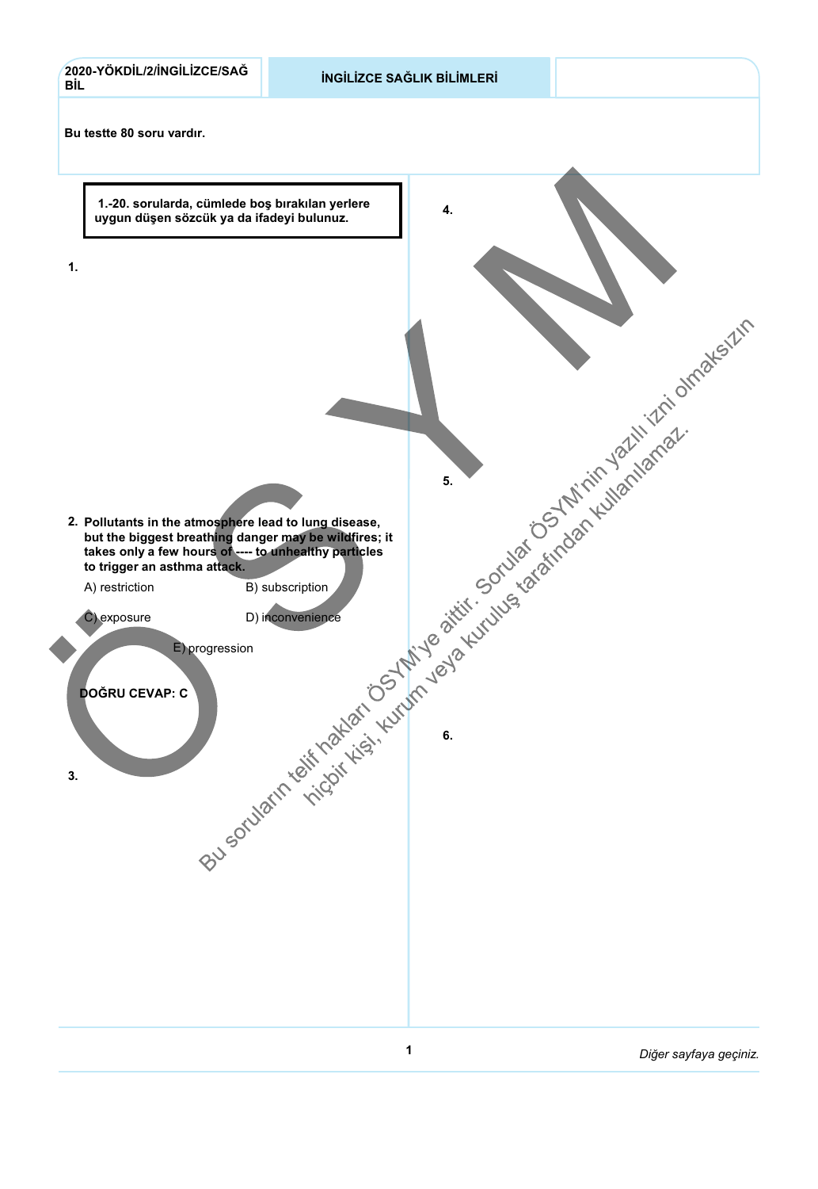Bu testte 80 soru vardır.

**1.-20. sorularda, cümlede boş bırakılan yerlere uygun düşen sözcük ya da ifadeyi bulunuz.**

**1.**

**2.** **Pollutants in the atmosphere lead to lung disease, but the biggest breathing danger may be wildfires; it takes only a few hours of ---- to unhealthy particles to trigger an asthma attack.**

A) restriction

B) subscription

C) exposure

D) inconvenience

E) progression

**DOĞRU CEVAP: C**

**3.**

**4.**

**5.**

**6.**

Bu soruların telif hakları ÖSYM'ye aittir. Sorular ÖSYM'nin yazılı izni olmaksızın hiçbir kişi, kurum veya kuruluş tarafından kullanılamaz.

Diğer sayfaya geçiniz.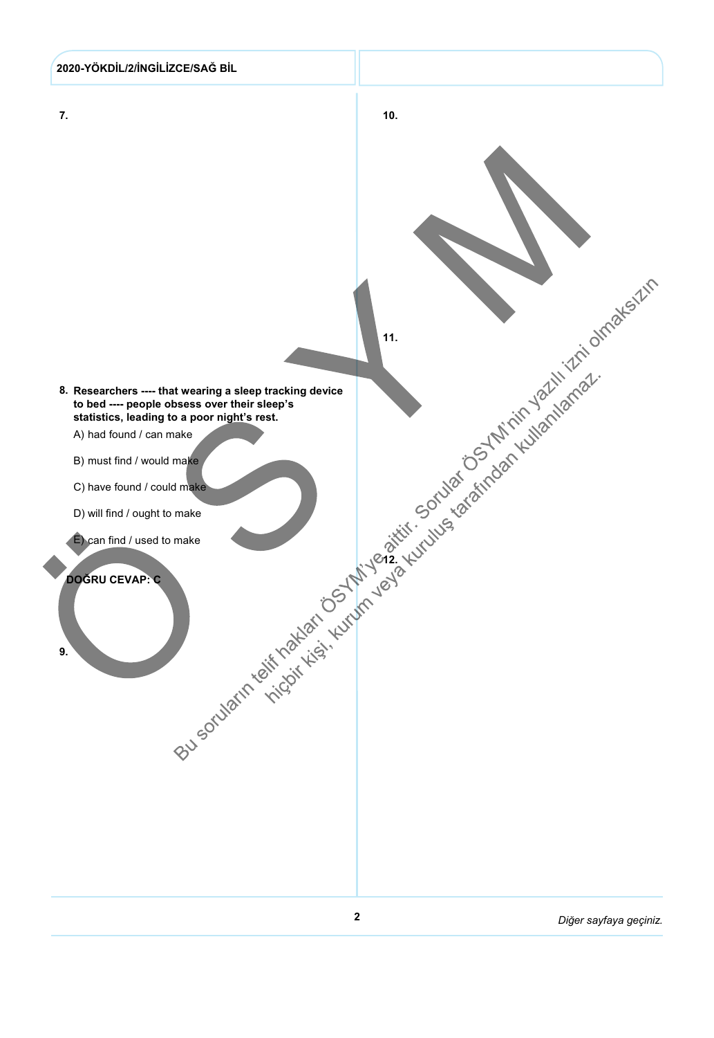7.

8. **Researchers ---- that wearing a sleep tracking device to bed ---- people obsess over their sleep's statistics, leading to a poor night's rest.**

A) had found / can make

B) must find / would make

C) have found / could make

D) will find / ought to make

E) can find / used to make

**DOĞRU CEVAP: C**

9.

10.

11.

12.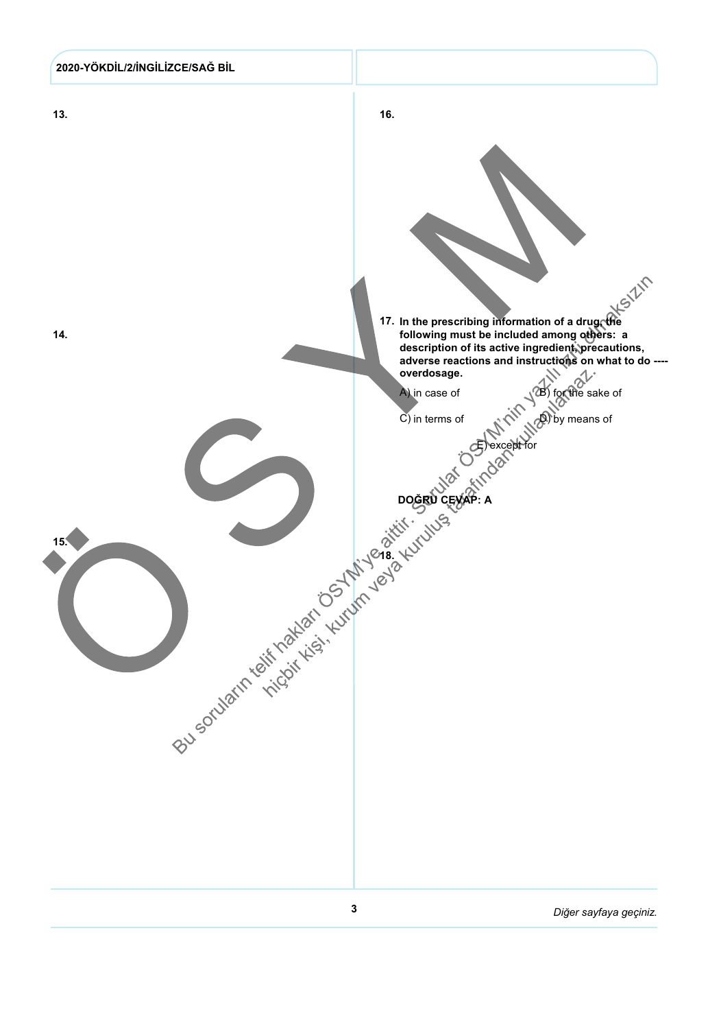13.

14.

15.

16.

17. **In the prescribing information of a drug, the following must be included among others: a description of its active ingredient, precautions, adverse reactions and instructions on what to do ---- overdosage.**

A) in case of

B) for the sake of

C) in terms of

D) by means of

E) except for

**DOĞRU CEVAP: A**

18.

Bu soruların telif hakları ÖSYM'ye aittir. Sorular ÖSYM'nin yazılı izni olmaksızın hiçbir kişi, kurum veya kuruluş tarafından kullanılamaz.

*Diğer sayfaya geçiniz.*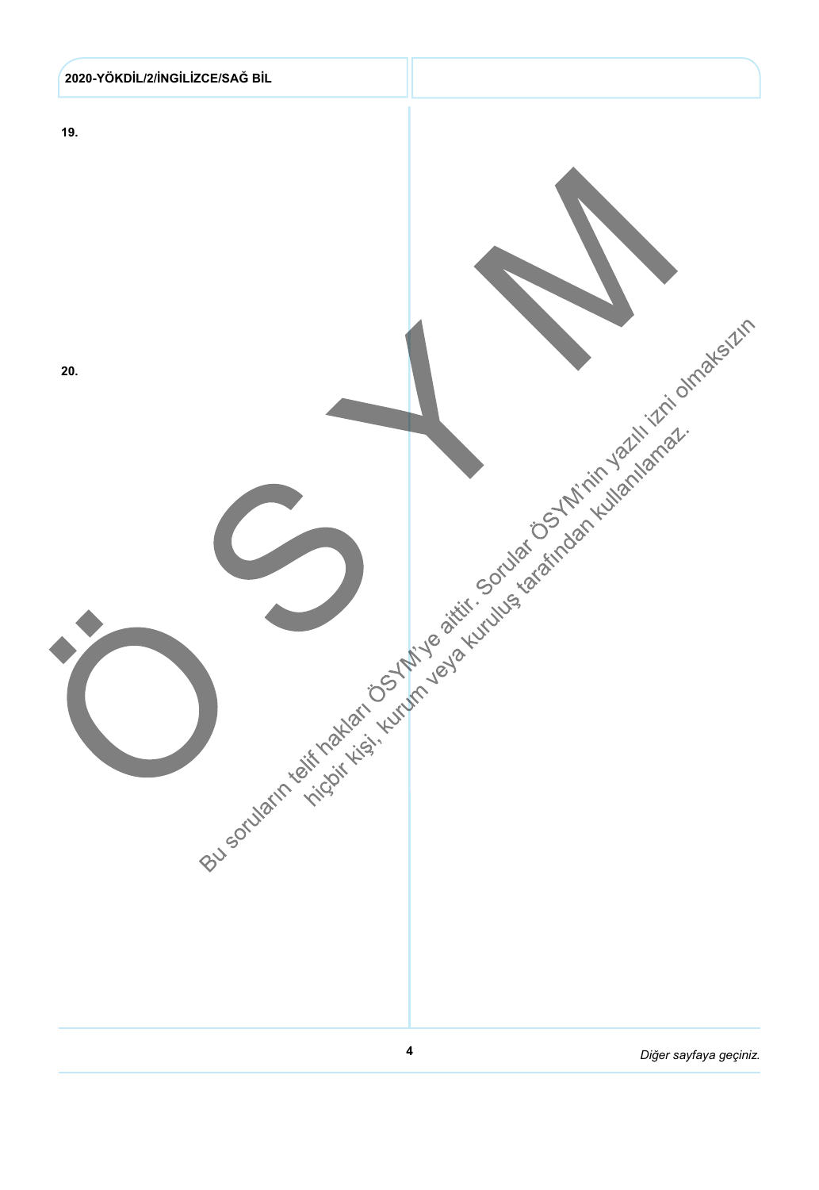19.

20.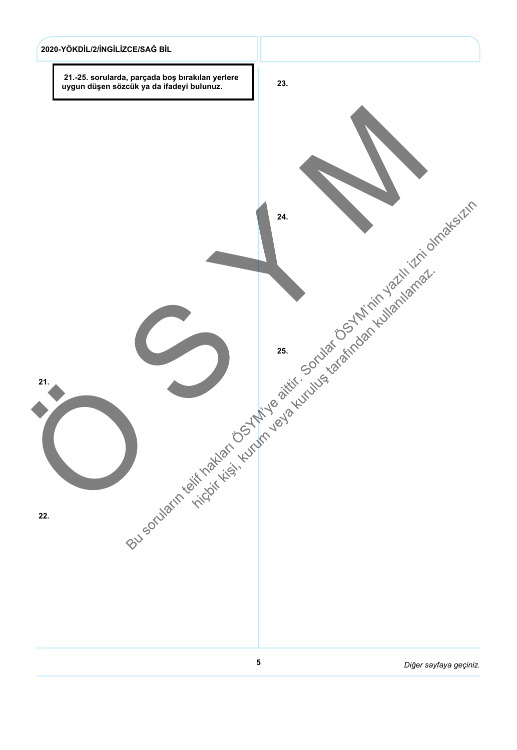**21.-25. sorularda, parçada boş bırakılan yerlere uygun düşen sözcük ya da ifadeyi bulunuz.**

21.

22.

23.

24.

25.

Bu soruların telif hakları ÖSYM'ye aittir. Sorular ÖSYM'nin yazılı izni olmaksızın hiçbir kişi, kurum veya kuruluş tarafından kullanılamaz.

*Diğer sayfaya geçiniz.*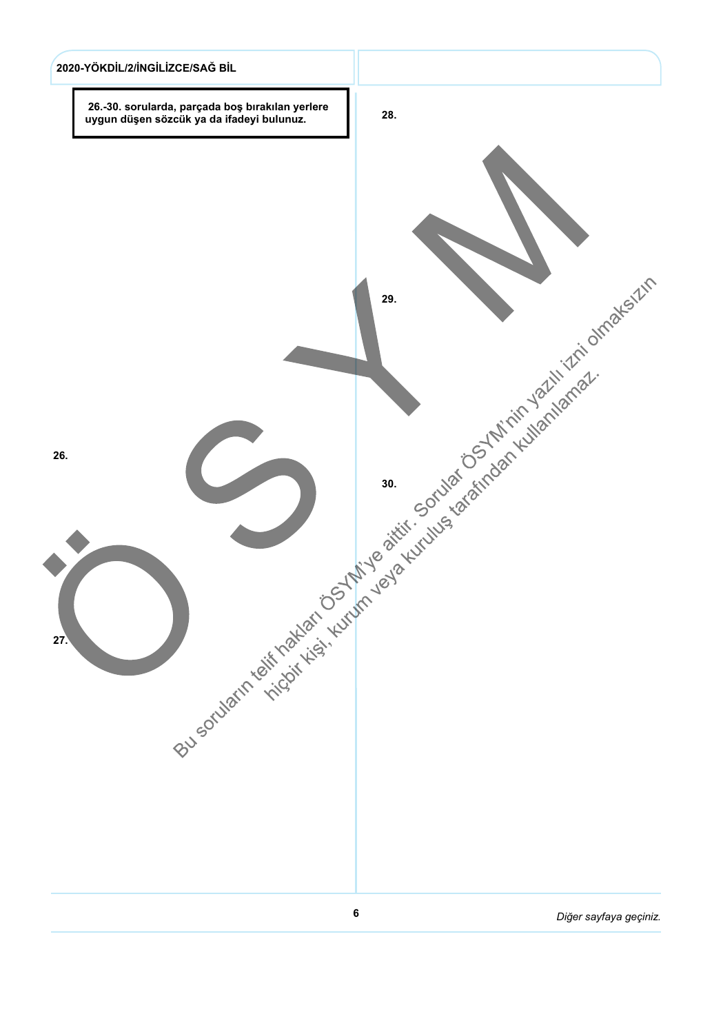**26.-30. sorularda, parçada boş bırakılan yerlere uygun düşen sözcük ya da ifadeyi bulunuz.**

26.

27.

28.

29.

30.

Bu soruların telif hakları ÖSYM'ye aittir. Sorular ÖSYM'nin yazılı izni olmaksızın hiçbir kişi, kurum veya kuruluş tarafından kullanılamaz.

*Diğer sayfaya geçiniz.*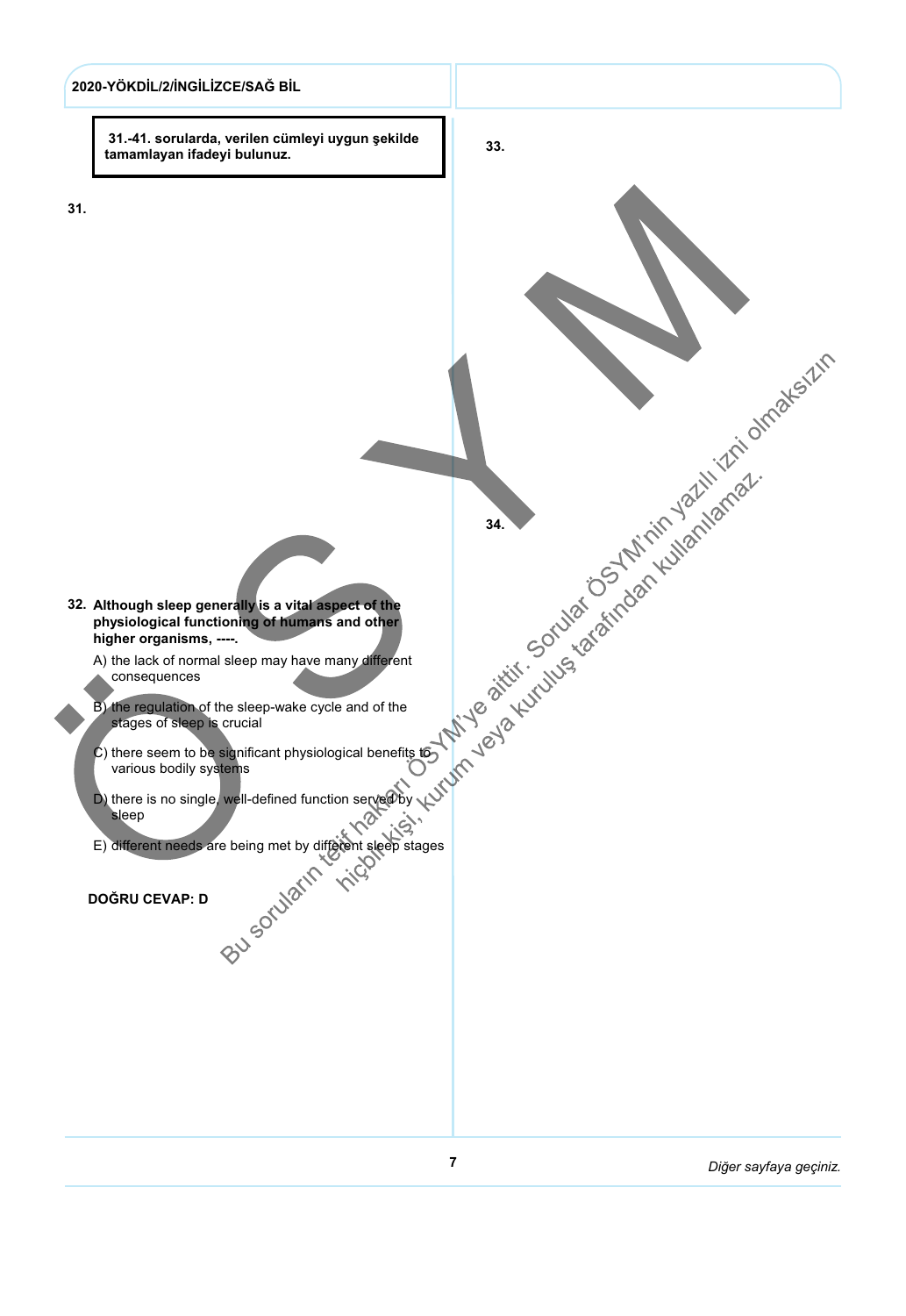**31.-41. sorularda, verilen cümleyi uygun şekilde tamamlayan ifadeyi bulunuz.**

**31.**

**32. Although sleep generally is a vital aspect of the physiological functioning of humans and other higher organisms, ----.**

A) the lack of normal sleep may have many different consequences

B) the regulation of the sleep-wake cycle and of the stages of sleep is crucial

C) there seem to be significant physiological benefits to various bodily systems

D) there is no single, well-defined function served by sleep

E) different needs are being met by different sleep stages

**DOĞRU CEVAP: D**

**33.**

**34.**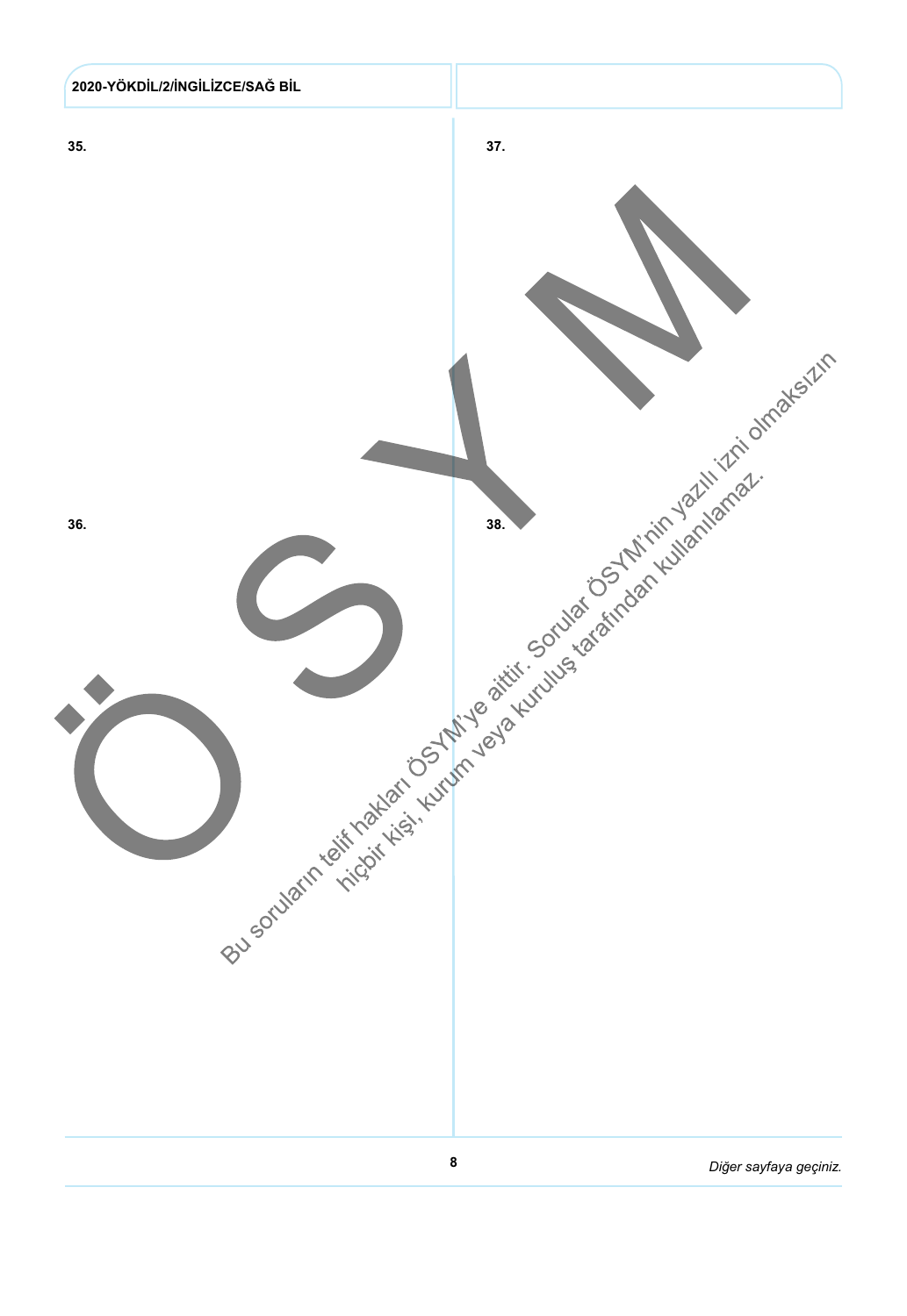35.

37.

36.

38.

Bu soruların telif hakları ÖSYM'ye aittir. Sorular ÖSYM'nin yazılı izni olmaksızın hiçbir kişi, kurum veya kuruluş tarafından kullanılamaz.

*Diğer sayfaya geçiniz.*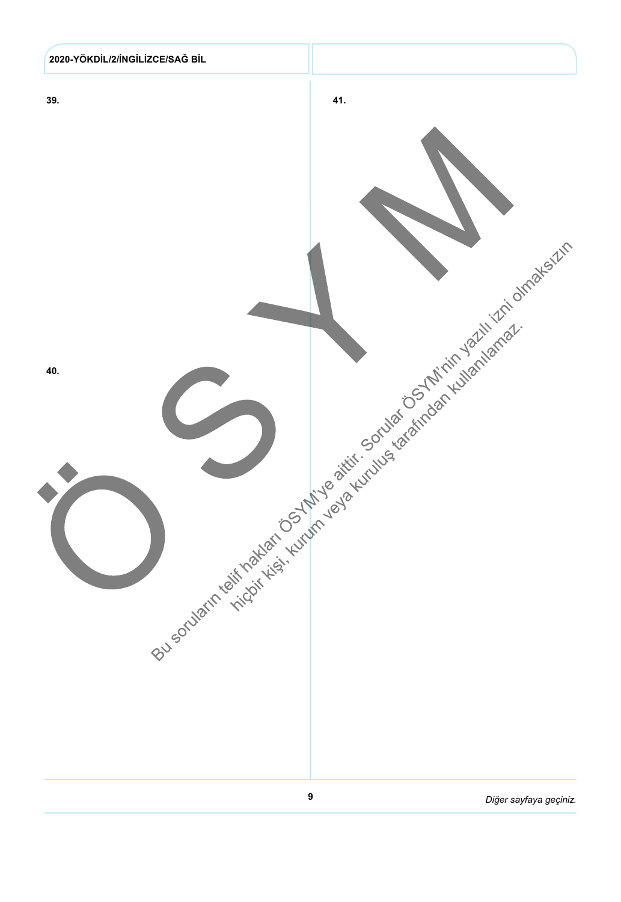39.

40.

41.

Bu soruların telif hakları ÖSYM'ye aittir. Sorular ÖSYM'nin yazılı izni olmaksızın hiçbir kişi, kurum veya kuruluş tarafından kullanılamaz.

*Diğer sayfaya geçiniz.*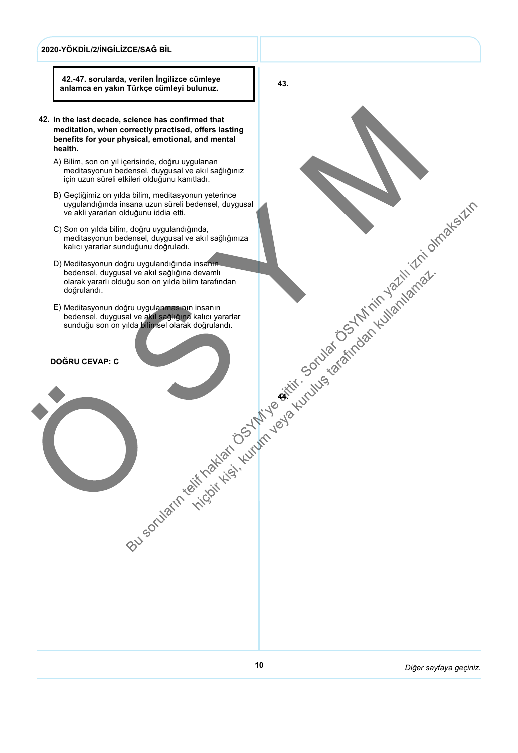**42.-47. sorularda, verilen İngilizce cümleye anlamca en yakın Türkçe cümleyi bulunuz.**

**42. In the last decade, science has confirmed that meditation, when correctly practised, offers lasting benefits for your physical, emotional, and mental health.**

A) Bilim, son on yıl içerisinde, doğru uygulanan meditasyonun bedensel, duygusal ve akıl sağlığınız için uzun süreli etkileri olduğunu kanıtladı.

B) Geçtiğimiz on yılda bilim, meditasyonun yeterince uygulandığında insana uzun süreli bedensel, duygusal ve akli yararları olduğunu iddia etti.

C) Son on yılda bilim, doğru uygulandığında, meditasyonun bedensel, duygusal ve akıl sağlığınıza kalıcı yararlar sunduğunu doğruladı.

D) Meditasyonun doğru uygulandığında insanın bedensel, duygusal ve akıl sağlığına devamlı olarak yararlı olduğu son on yılda bilim tarafından doğrulandı.

E) Meditasyonun doğru uygulanmasının insanın bedensel, duygusal ve akıl sağlığına kalıcı yararlar sunduğu son on yılda bilimsel olarak doğrulandı.

**DOĞRU CEVAP: C**

**43.**

**44.**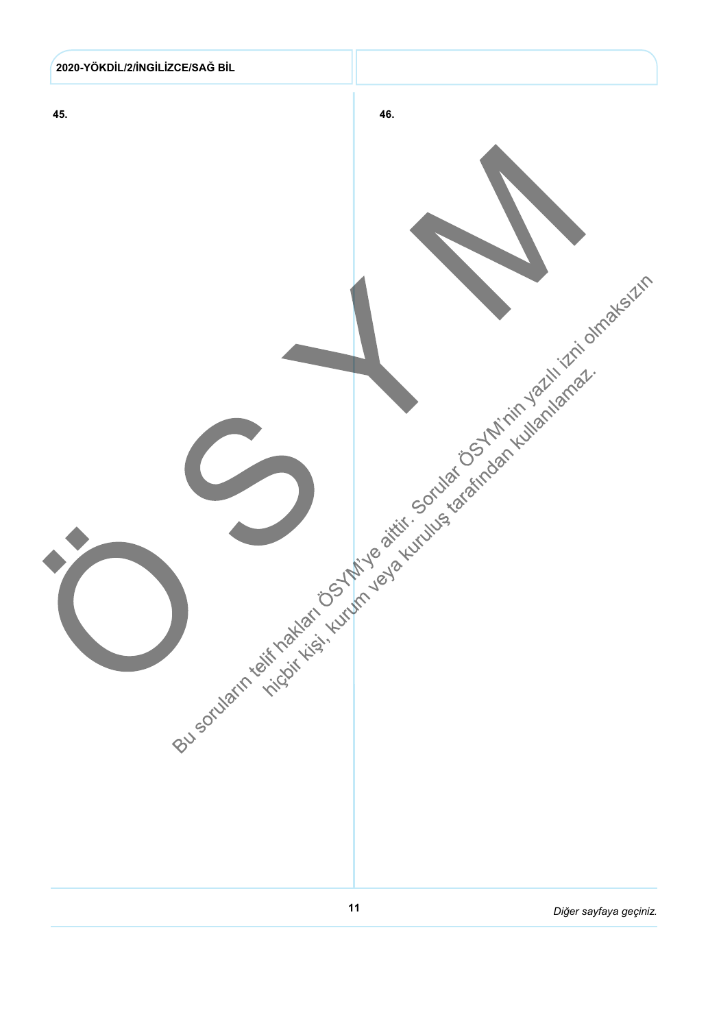45.

46.

ÖSYM

Bu soruların telif hakları ÖSYM'ye aittir. Sorular ÖSYM'nin yazılı izni olmaksızın hiçbir kişi, kurum veya kuruluş tarafından kullanılamaz.

*Diğer sayfaya geçiniz.*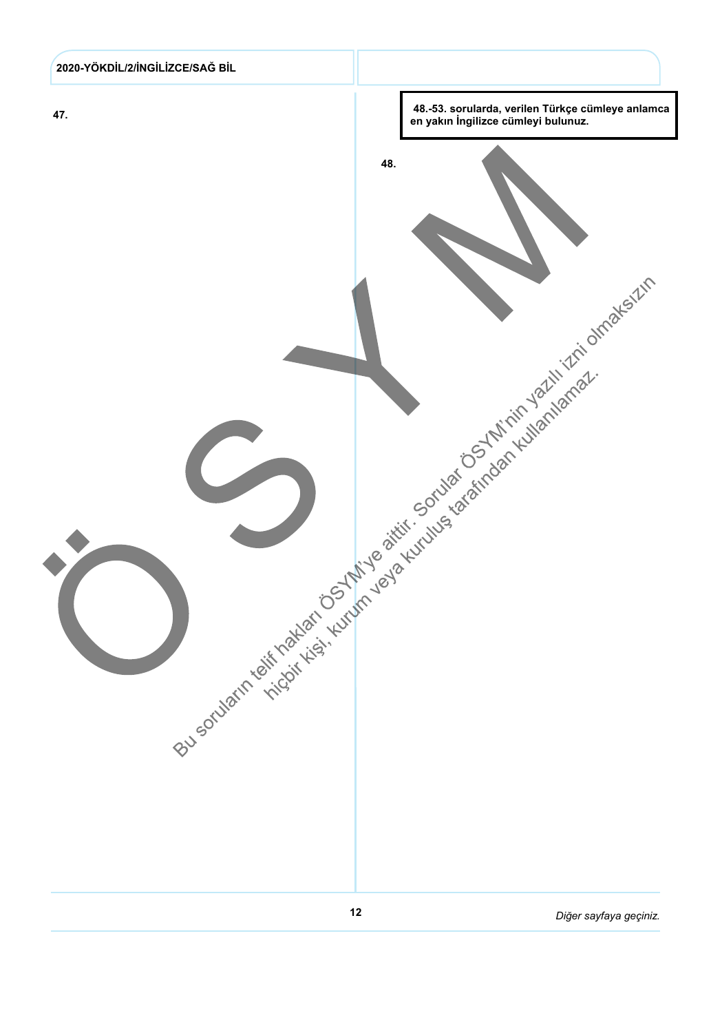47.

**48.-53. sorularda, verilen Türkçe cümleye anlamca en yakın İngilizce cümleyi bulunuz.**

48.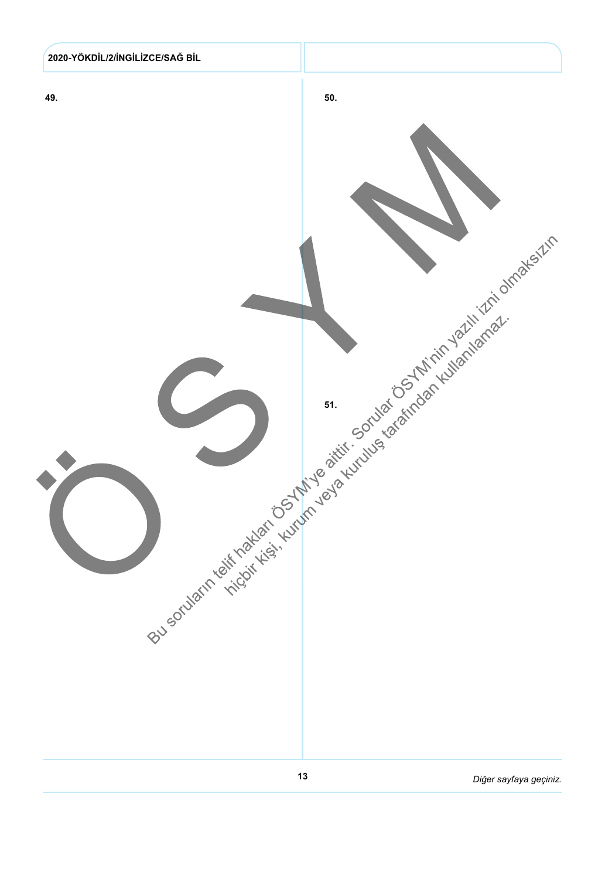49.

50.

51.

Bu soruların telif hakları ÖSYM'ye aittir. Sorular ÖSYM'nin yazılı izni olmaksızın hiçbir kişi, kurum veya kuruluş tarafından kullanılamaz.

*Diğer sayfaya geçiniz.*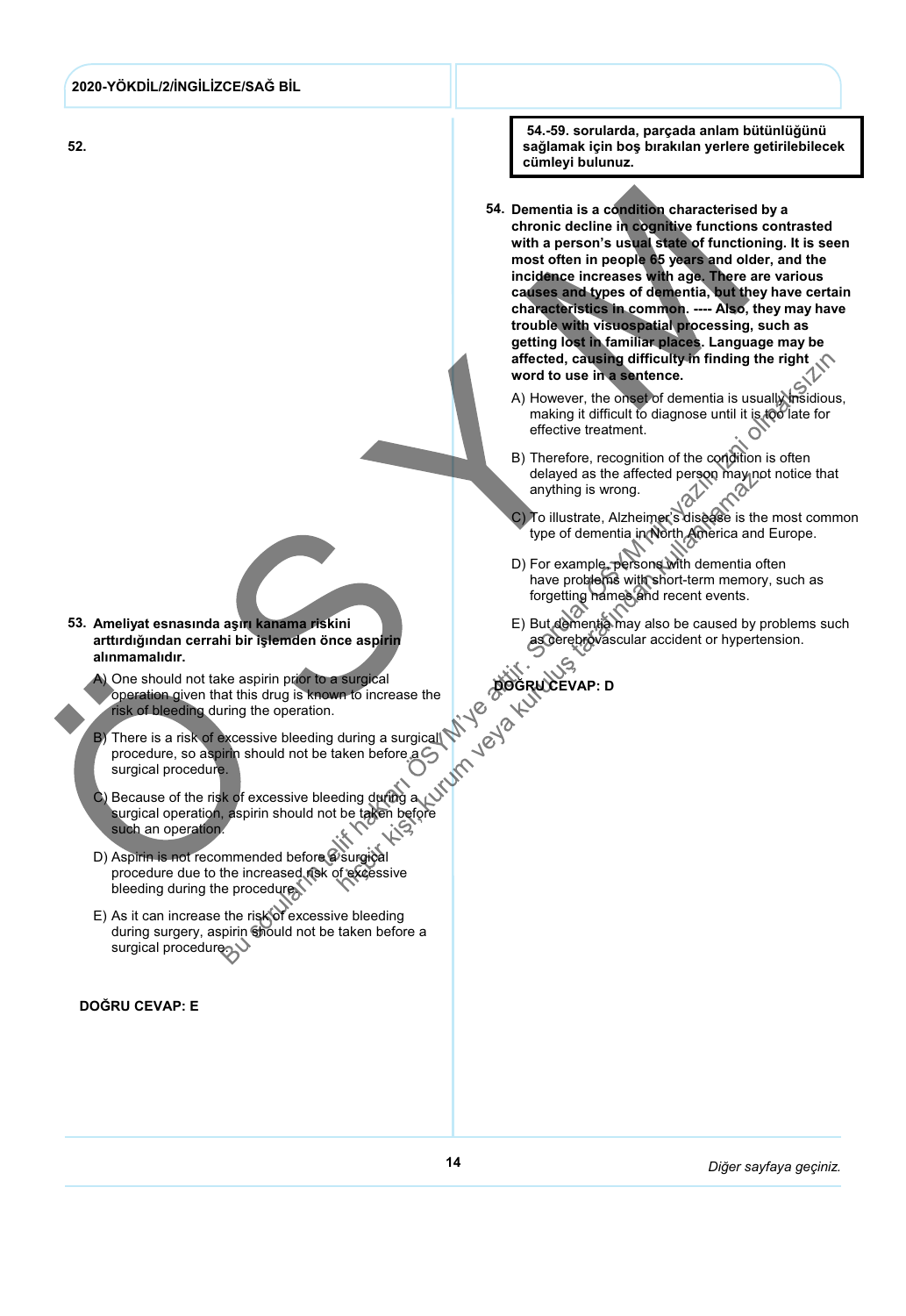**52.**

**53. Ameliyat esnasında aşırı kanama riskini arttırdığından cerrahi bir işlemden önce aspirin alınmamalıdır.**

A) One should not take aspirin prior to a surgical operation given that this drug is known to increase the risk of bleeding during the operation.

B) There is a risk of excessive bleeding during a surgical procedure, so aspirin should not be taken before a surgical procedure.

C) Because of the risk of excessive bleeding during a surgical operation, aspirin should not be taken before such an operation.

D) Aspirin is not recommended before a surgical procedure due to the increased risk of excessive bleeding during the procedure.

E) As it can increase the risk of excessive bleeding during surgery, aspirin should not be taken before a surgical procedure.

**DOĞRU CEVAP: E**

**54.-59. sorularda, parçada anlam bütünlüğünü sağlamak için boş bırakılan yerlere getirilebilecek cümleyi bulunuz.**

**54. Dementia is a condition characterised by a chronic decline in cognitive functions contrasted with a person's usual state of functioning. It is seen most often in people 65 years and older, and the incidence increases with age. There are various causes and types of dementia, but they have certain characteristics in common. ---- Also, they may have trouble with visuospatial processing, such as getting lost in familiar places. Language may be affected, causing difficulty in finding the right word to use in a sentence.**

A) However, the onset of dementia is usually insidious, making it difficult to diagnose until it is too late for effective treatment.

B) Therefore, recognition of the condition is often delayed as the affected person may not notice that anything is wrong.

C) To illustrate, Alzheimer's disease is the most common type of dementia in North America and Europe.

D) For example, persons with dementia often have problems with short-term memory, such as forgetting names and recent events.

E) But dementia may also be caused by problems such as cerebrovascular accident or hypertension.

**DOĞRU CEVAP: D**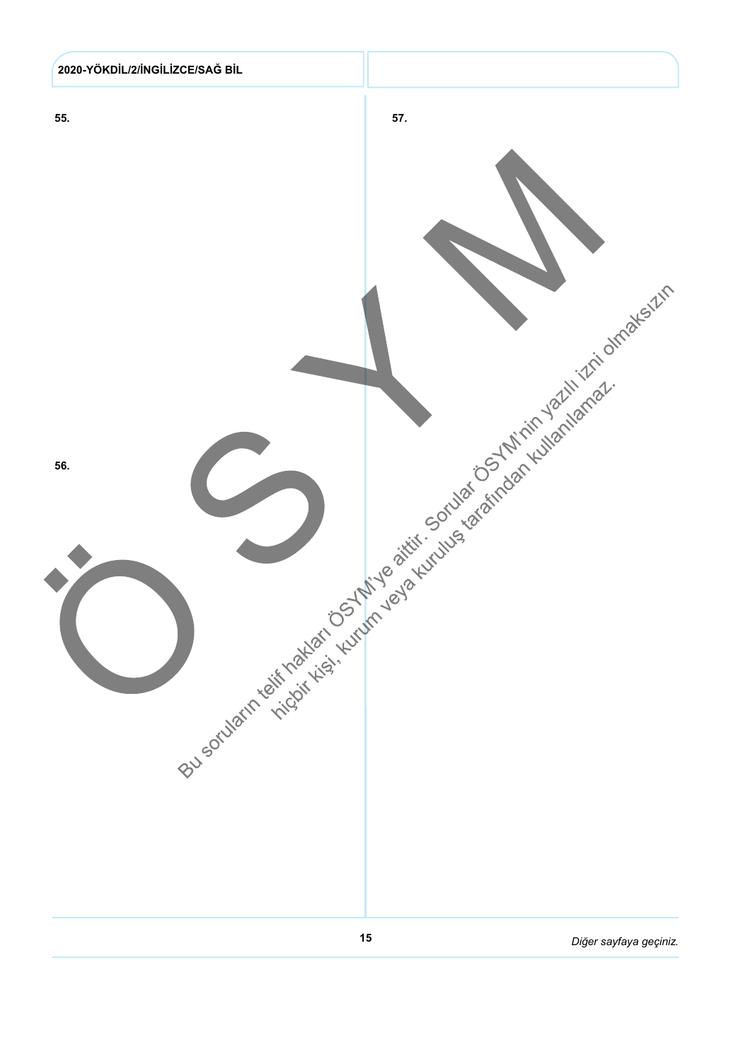55.

56.

57.

Bu soruların telif hakları ÖSYM'ye aittir. Sorular ÖSYM'nin yazılı izni olmaksızın hiçbir kişi, kurum veya kuruluş tarafından kullanılamaz.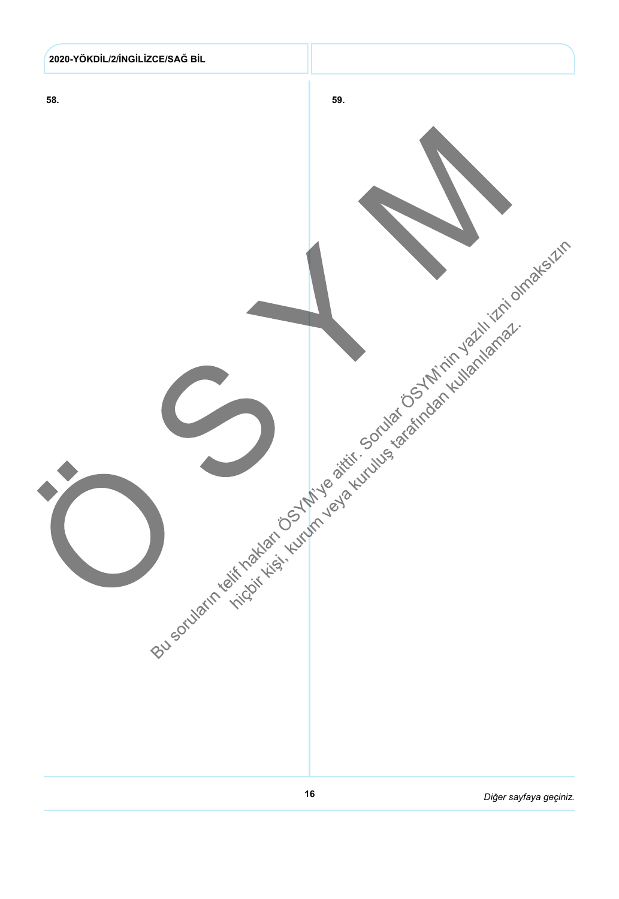58.

59.

Bu soruların telif hakları ÖSYM'ye aittir. Sorular ÖSYM'nin yazılı izni olmaksızın hiçbir kişi, kurum veya kuruluş tarafından kullanılamaz.

*Diğer sayfaya geçiniz.*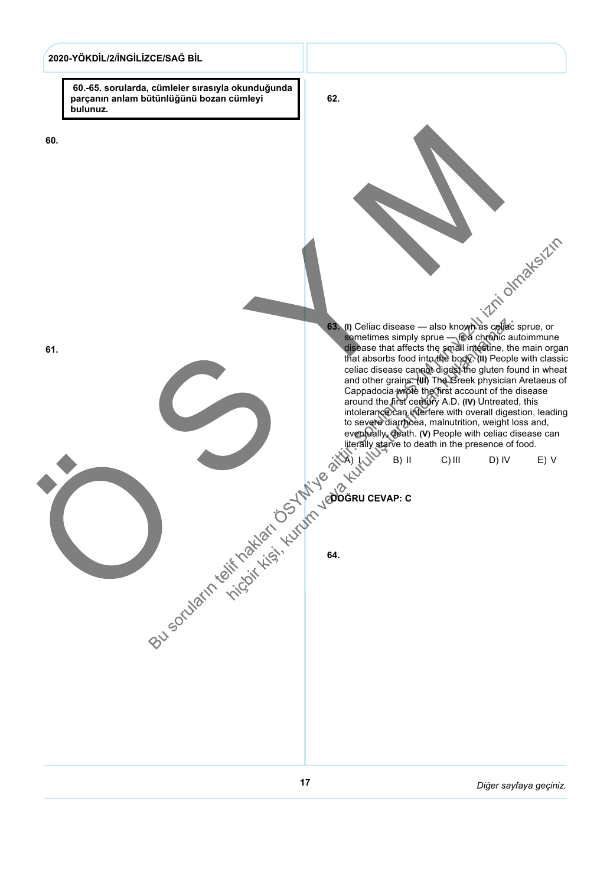**60.-65. sorularda, cümleler sırasıyla okunduğunda parçanın anlam bütünlüğünü bozan cümleyi bulunuz.**

**60.**

**61.**

**62.**

**63.** **(I)** Celiac disease — also known as celiac sprue, or sometimes simply sprue — is a chronic autoimmune disease that affects the small intestine, the main organ that absorbs food into the body. **(II)** People with classic celiac disease cannot digest the gluten found in wheat and other grains. **(III)** The Greek physician Aretaeus of Cappadocia wrote the first account of the disease around the first century A.D. **(IV)** Untreated, this intolerance can interfere with overall digestion, leading to severe diarrhoea, malnutrition, weight loss and, eventually, death. **(V)** People with celiac disease can literally starve to death in the presence of food.

A) I B) II C) III D) IV E) V

**DOĞRU CEVAP: C**

**64.**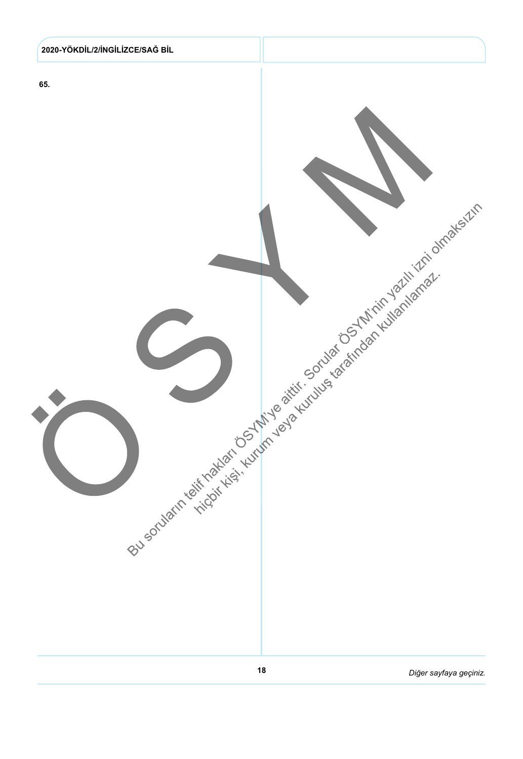65.

Bu soruların telif hakları ÖSYM'ye aittir. Sorular ÖSYM'nin yazılı izni olmaksızın hiçbir kişi, kurum veya kuruluş tarafından kullanılamaz.

*Diğer sayfaya geçiniz.*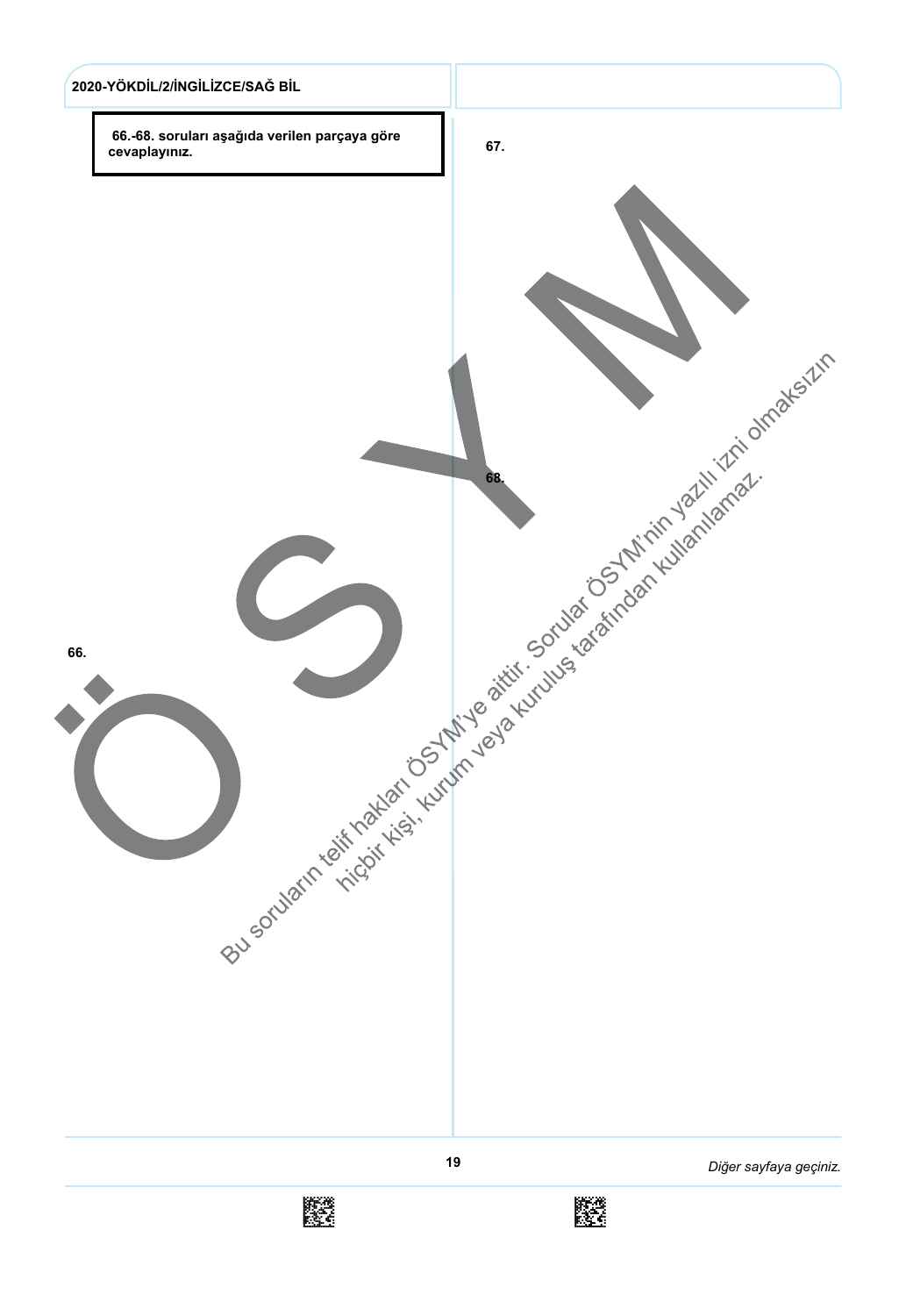**66.-68. soruları aşağıda verilen parçaya göre cevaplayınız.**

**66.**

**67.**

**68.**

Bu soruların telif hakları ÖSYM'ye aittir. Sorular ÖSYM'nin yazılı izni olmaksızın hiçbir kişi, kurum veya kuruluş tarafından kullanılamaz.

*Diğer sayfaya geçiniz.*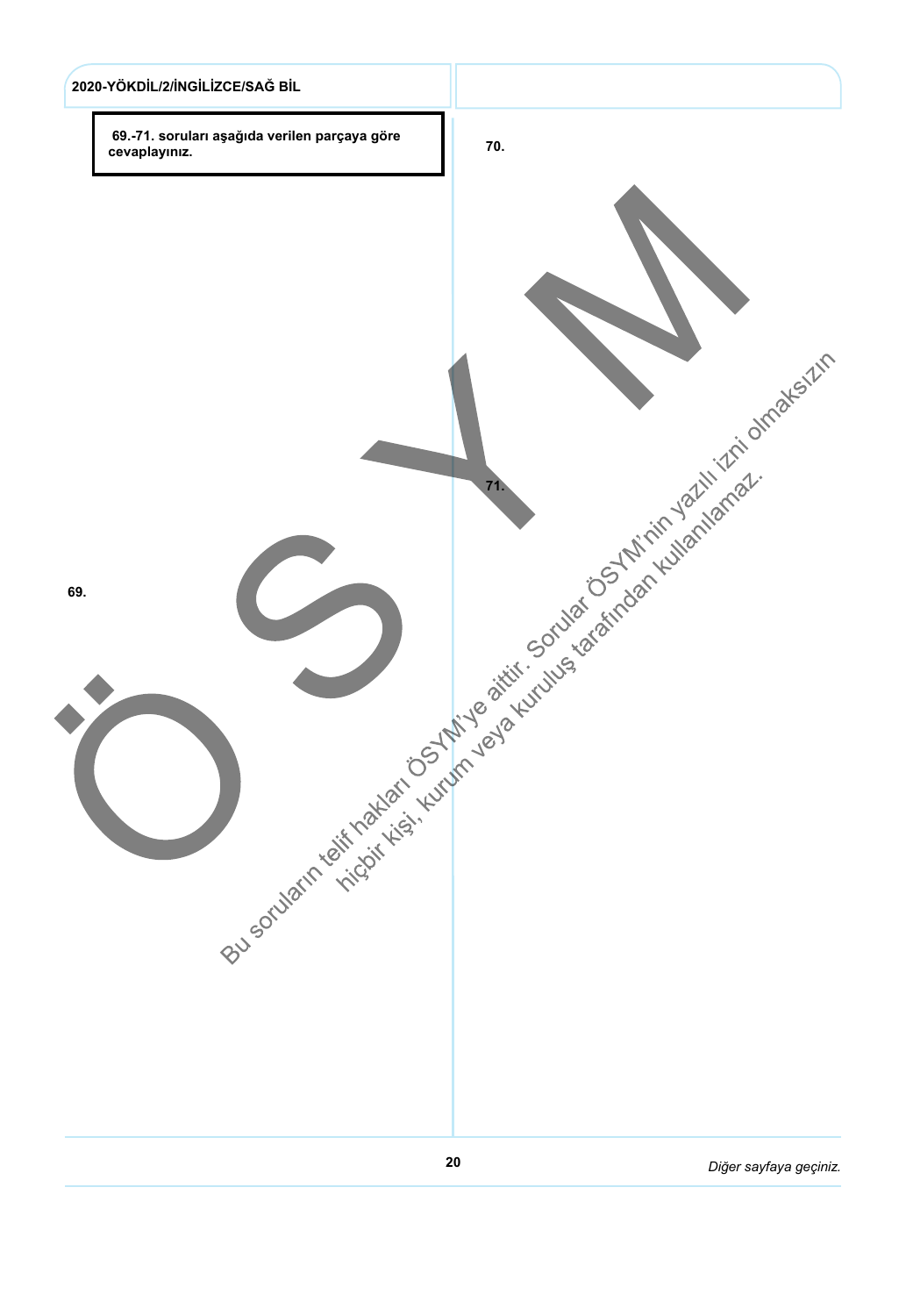**69.-71. soruları aşağıda verilen parçaya göre cevaplayınız.**

**69.**

**70.**

**71.**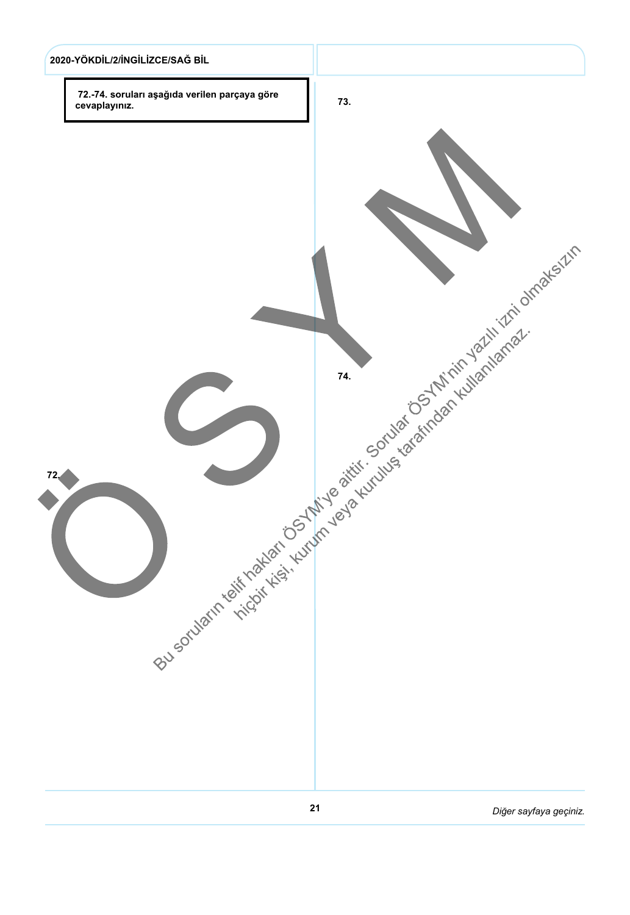**72.-74. soruları aşağıda verilen parçaya göre cevaplayınız.**

**72.**

**73.**

**74.**

Bu soruların telif hakları ÖSYM'ye aittir. Sorular ÖSYM'nin yazılı izni olmaksızın hiçbir kişi, kurum veya kuruluş tarafından kullanılamaz.

*Diğer sayfaya geçiniz.*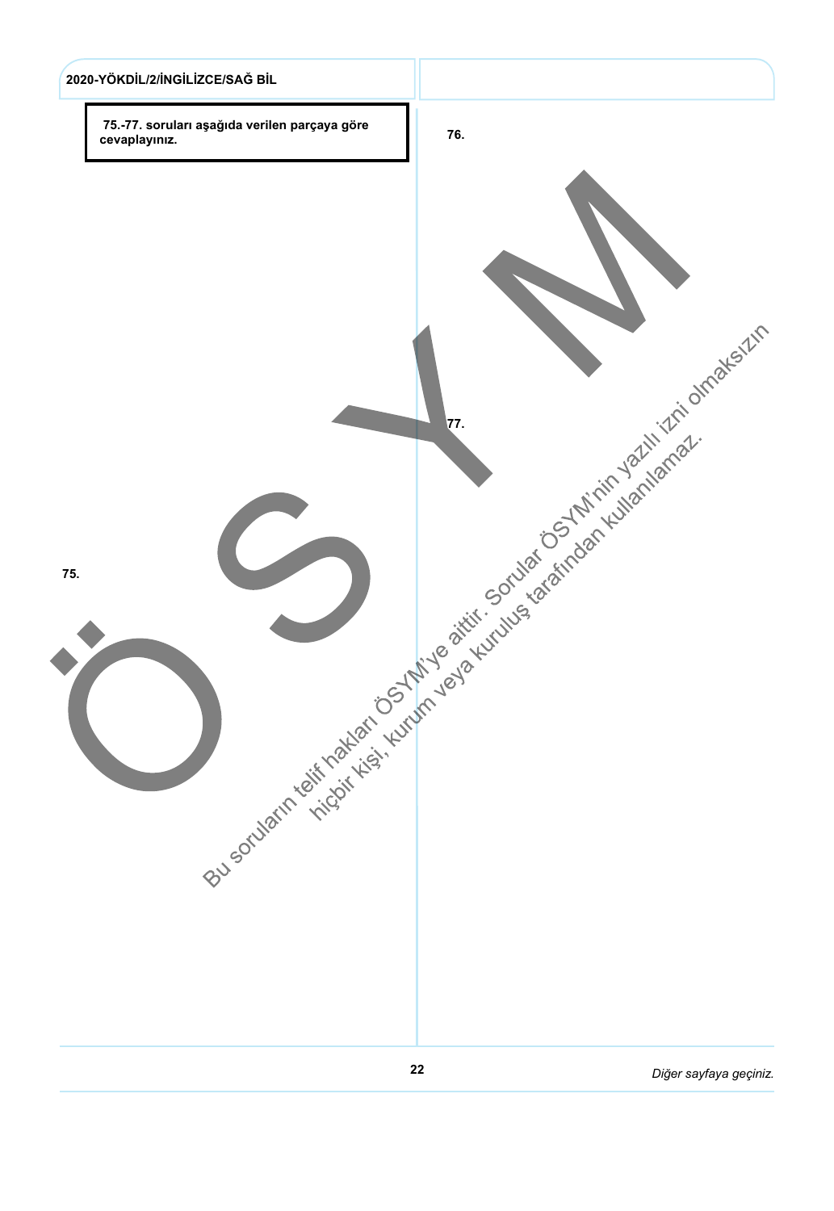**75.-77. soruları aşağıda verilen parçaya göre cevaplayınız.**

**75.**

**76.**

**77.**

Bu soruların telif hakları ÖSYM'ye aittir. Sorular ÖSYM'nin yazılı izni olmaksızın hiçbir kişi, kurum veya kuruluş tarafından kullanılamaz.

*Diğer sayfaya geçiniz.*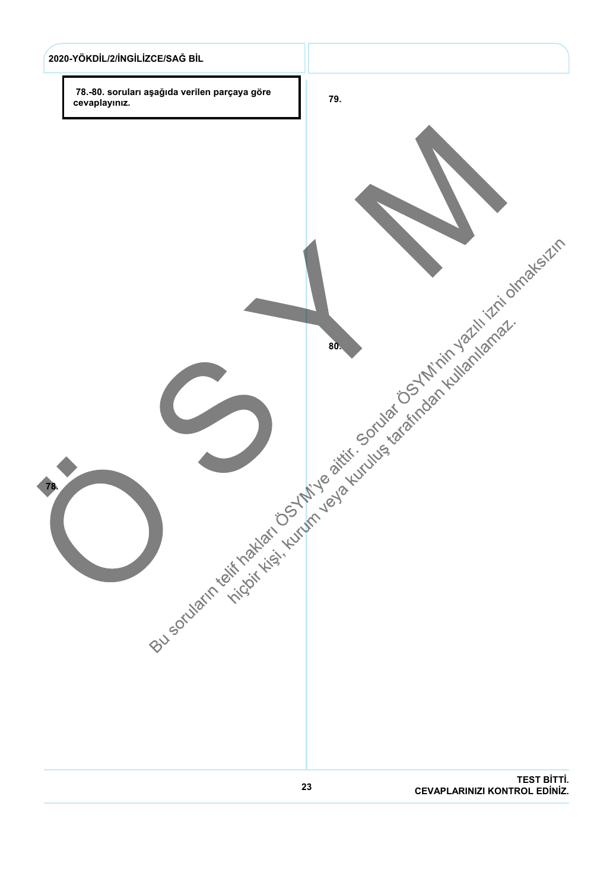**78.-80. soruları aşağıda verilen parçaya göre cevaplayınız.**

**78.**

**79.**

**80.**

Bu soruların telif hakları ÖSYM'ye aittir. Sorular ÖSYM'nin yazılı izni olmaksızın hiçbir kişi, kurum veya kuruluş tarafından kullanılamaz.

**TEST BİTTİ.**
**CEVAPLARINIZI KONTROL EDİNİZ.**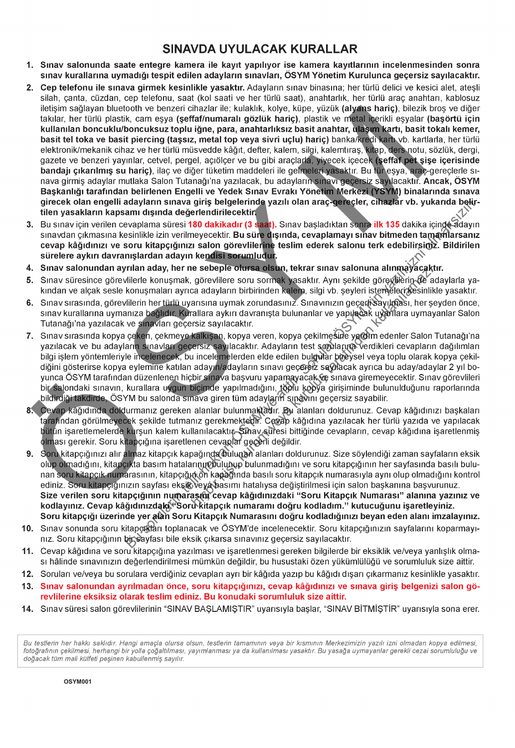# SINAVDA UYULACAK KURALLAR

1. **Sınav salonunda saate entegre kamera ile kayıt yapılıyor ise kamera kayıtlarının incelenmesinden sonra sınav kurallarına uymadığı tespit edilen adayların sınavları, ÖSYM Yönetim Kurulunca geçersiz sayılacaktır.**
2. **Cep telefonu ile sınava girmek kesinlikle yasaktır.** Adayların sınav binasına; her türlü delici ve kesici alet, ateşli silah, çanta, cüzdan, cep telefonu, saat (kol saati ve her türlü saat), anahtarlık, her türlü araç anahtarı, kablosuz iletişim sağlayan bluetooth ve benzeri cihazlar ile; kulaklık, kolye, küpe, yüzük **(alyans hariç)**, bilezik broş ve diğer takılar, her türlü plastik, cam eşya **(şeffaf/numaralı gözlük hariç)**, plastik ve metal içerikli eşyalar **(başörtü için kullanılan boncuklu/boncuksuz toplu iğne, para, anahtarlıksız basit anahtar, ulaşım kartı, basit tokalı kemer, basit tel toka ve basit piercing (taşsız, metal top veya sivri uçlu) hariç)** banka/kredi kartı vb. kartlarla, her türlü elektronik/mekanik cihaz ve her türlü müsvedde kâğıt, defter, kalem, silgi, kalemtıraş, kitap, ders notu, sözlük, dergi, gazete ve benzeri yayınlar, cetvel, pergel, açıölçer ve bu gibi araçlarla, yiyecek içecek **(şeffaf pet şişe içerisinde bandajı çıkarılmış su hariç)**, ilaç ve diğer tüketim maddeleri ile gelmeleri yasaktır. Bu tür eşya, araç-gereçlerle sınava girmiş adaylar mutlaka Salon Tutanağı'na yazılacak, bu adayların sınavı geçersiz sayılacaktır. **Ancak, ÖSYM Başkanlığı tarafından belirlenen Engelli ve Yedek Sınav Evrakı Yönetim Merkezi (YSYM) binalarında sınava girecek olan engelli adayların sınava giriş belgelerinde yazılı olan araç-gereçler, cihazlar vb. yukarıda belirtilen yasakların kapsamı dışında değerlendirilecektir.**
3. Bu sınav için verilen cevaplama süresi **180 dakikadır (3 saat).** Sınav başladıktan sonra **ilk 135** dakika içinde adayın sınavdan çıkmasına kesinlikle izin verilmeyecektir. **Bu süre dışında, cevaplamayı sınav bitmeden tamamlarsanız cevap kâğıdınızı ve soru kitapçığınızı salon görevlilerine teslim ederek salonu terk edebilirsiniz. Bildirilen sürelere aykırı davranışlardan adayın kendisi sorumludur.**
4. **Sınav salonundan ayrılan aday, her ne sebeple olursa olsun, tekrar sınav salonuna alınmayacaktır.**
5. Sınav süresince görevlilerle konuşmak, görevlilere soru sormak yasaktır. Aynı şekilde görevlilerin de adaylarla yakından ve alçak sesle konuşmaları ayrıca adayların birbirinden kalem, silgi vb. şeyleri istemeleri kesinlikle yasaktır.
6. Sınav sırasında, görevlilerin her türlü uyarısına uymak zorundasınız. Sınavınızın geçerli sayılması, her şeyden önce, sınav kurallarına uymanıza bağlıdır. Kurallara aykırı davranışta bulunanlar ve yapılacak uyarılara uymayanlar Salon Tutanağı'na yazılacak ve sınavları geçersiz sayılacaktır.
7. Sınav sırasında kopya çeken, çekmeye kalkışan, kopya veren, kopya çekilmesine yardım edenler Salon Tutanağı'na yazılacak ve bu adayların sınavları geçersiz sayılacaktır. Adayların test sorularına verdikleri cevapların dağılımları bilgi işlem yöntemleriyle incelenecek, bu incelemelerden elde edilen bulgular bireysel veya toplu olarak kopya çekildiğini gösterirse kopya eylemine katılan adayın/adayların sınavı geçersiz sayılacak ayrıca bu aday/adaylar 2 yıl boyunca ÖSYM tarafından düzenlenen hiçbir sınava başvuru yapamayacak ve sınava giremeyecektir. Sınav görevlileri bir salondaki sınavın, kurallara uygun biçimde yapılmadığını, toplu kopya girişiminde bulunulduğunu raporlarında bildirdiği takdirde, ÖSYM bu salonda sınava giren tüm adayların sınavını geçersiz sayabilir.
8. Cevap kâğıdında doldurmanız gereken alanlar bulunmaktadır. Bu alanları doldurunuz. Cevap kâğıdınızı başkaları tarafından görülmeyecek şekilde tutmanız gerekmektedir. Cevap kâğıdına yazılacak her türlü yazıda ve yapılacak bütün işaretlemelerde kurşun kalem kullanılacaktır. Sınav süresi bittiğinde cevapların, cevap kâğıdına işaretlenmiş olması gerekir. Soru kitapçığına işaretlenen cevaplar geçerli değildir.
9. Soru kitapçığınızı alır almaz kitapçık kapağında bulunan alanları doldurunuz. Size söylendiği zaman sayfaların eksik olup olmadığını, kitapçıkta basım hatalarının bulunup bulunmadığını ve soru kitapçığının her sayfasında basılı bulunan soru kitapçık numarasının, kitapçığın ön kapağında basılı soru kitapçık numarasıyla aynı olup olmadığını kontrol ediniz. Soru kitapçığınızın sayfası eksik veya basımı hatalıysa değiştirilmesi için salon başkanına başvurunuz.
   **Size verilen soru kitapçığının numarasını cevap kâğıdınızdaki "Soru Kitapçık Numarası" alanına yazınız ve kodlayınız. Cevap kâğıdınızdaki "Soru kitapçık numaramı doğru kodladım." kutucuğunu işaretleyiniz.**
   **Soru kitapçığı üzerinde yer alan Soru Kitapçık Numaranızı doğru kodladığınızı beyan eden alanı imzalayınız.**
10. Sınav sonunda soru kitapçıkları toplanacak ve ÖSYM'de incelenecektir. Soru kitapçığınızın sayfalarını koparmayınız. Soru kitapçığının bir sayfası bile eksik çıkarsa sınavınız geçersiz sayılacaktır.
11. Cevap kâğıdına ve soru kitapçığına yazılması ve işaretlenmesi gereken bilgilerde bir eksiklik ve/veya yanlışlık olması hâlinde sınavınızın değerlendirilmesi mümkün değildir, bu hususta özen yükümlülüğü ve sorumluluk size aittir.
12. Soruları ve/veya bu sorulara verdiğiniz cevapları ayrı bir kâğıda yazıp bu kâğıdı dışarı çıkarmanız kesinlikle yasaktır.
13. **Sınav salonundan ayrılmadan önce, soru kitapçığınızı, cevap kâğıdınızı ve sınava giriş belgenizi salon görevlilerine eksiksiz olarak teslim ediniz. Bu konudaki sorumluluk size aittir.**
14. Sınav süresi salon görevlilerinin "SINAV BAŞLAMIŞTIR" uyarısıyla başlar, "SINAV BİTMİŞTİR" uyarısıyla sona erer.

*Bu testlerin her hakkı saklıdır. Hangi amaçla olursa olsun, testlerin tamamının veya bir kısmının Merkezimizin yazılı izni olmadan kopya edilmesi, fotoğrafının çekilmesi, herhangi bir yolla çoğaltılması, yayımlanması ya da kullanılması yasaktır. Bu yasağa uymayanlar gerekli cezai sorumluluğu ve doğacak tüm mali külfeti peşinen kabullenmiş sayılır.*

OSYM001